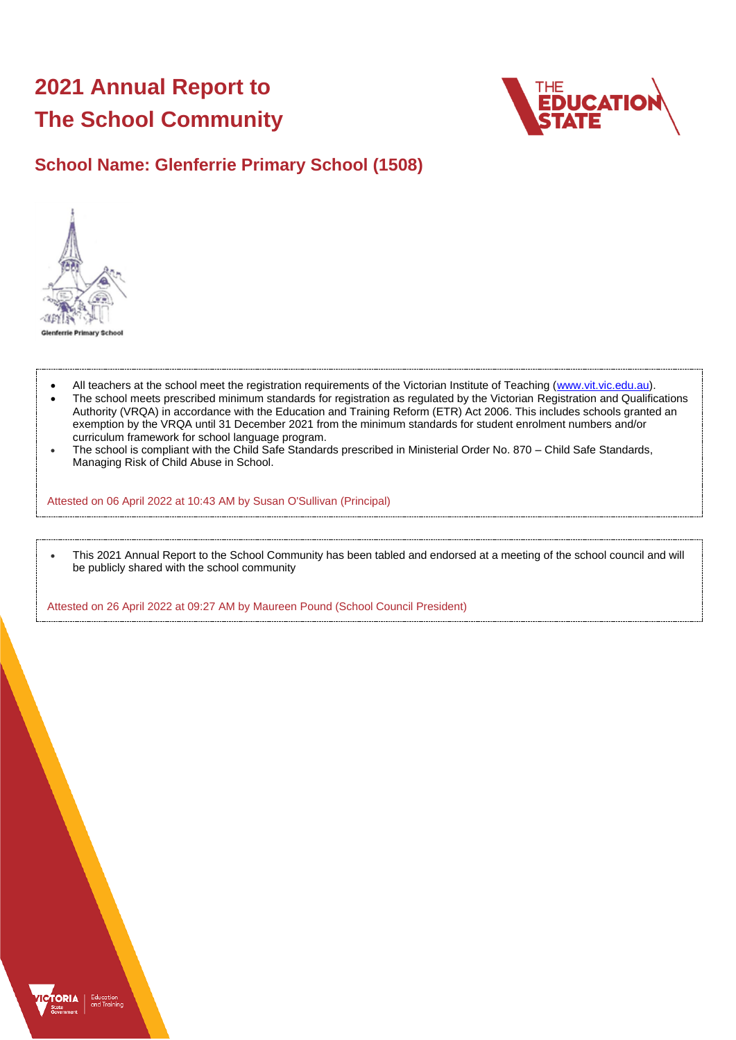# 2021 Annual Report to The School Community

## School Name: Glenferrie Primary School (1508)

Glenferrie Primary School

- All teachers at the school meet the registration requirements of the Victorian Institute of Teaching (www.vit.vic.edu.au).
- The school meets prescribed minimum standards for registration as regulated by the Victorian Registration and Qualifications Authority (VRQA) in accordance with the Education and Training Reform (ETR) Act 2006. This includes schools granted an exemption by the VRQA until 31 December 2021 from the minimum standards for student enrolment numbers and/or curriculum framework for school language program.
- The school is compliant with the Child Safe Standards prescribed in Ministerial Order No. 870 – Child Safe Standards, Managing Risk of Child Abuse in School.

Attested on 06 April 2022 at 10:43 AM by Susan O'Sullivan (Principal)

- This 2021 Annual Report to the School Community has been tabled and endorsed at a meeting of the school council and will be publicly shared with the school community

Attested on 26 April 2022 at 09:27 AM by Maureen Pound (School Council President)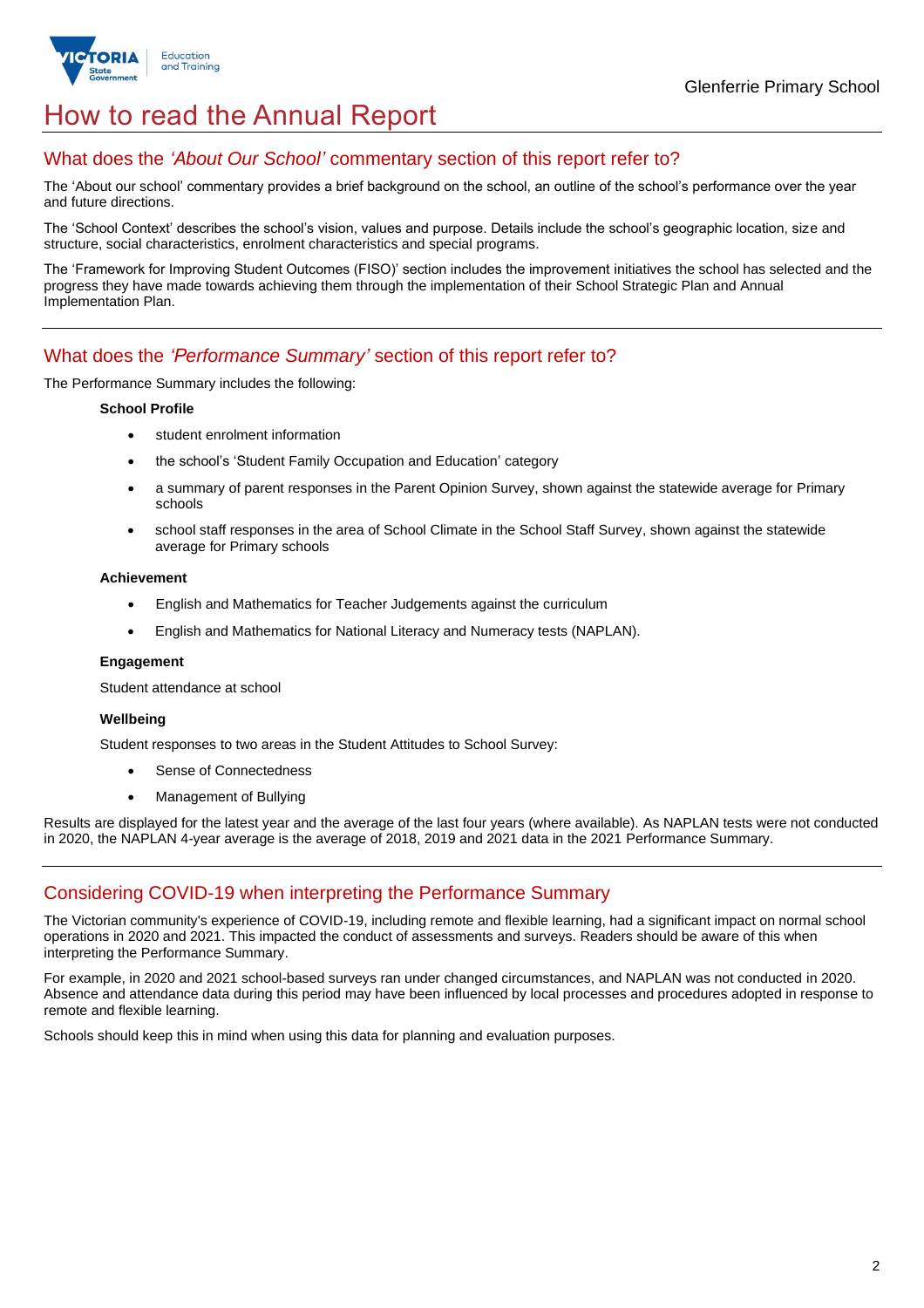# How to read the Annual Report

## What does the *'About Our School'* commentary section of this report refer to?

The 'About our school' commentary provides a brief background on the school, an outline of the school's performance over the year and future directions.

The 'School Context' describes the school's vision, values and purpose. Details include the school's geographic location, size and structure, social characteristics, enrolment characteristics and special programs.

The 'Framework for Improving Student Outcomes (FISO)' section includes the improvement initiatives the school has selected and the progress they have made towards achieving them through the implementation of their School Strategic Plan and Annual Implementation Plan.

## What does the *'Performance Summary'* section of this report refer to?

The Performance Summary includes the following:

**School Profile**

- student enrolment information
- the school's 'Student Family Occupation and Education' category
- a summary of parent responses in the Parent Opinion Survey, shown against the statewide average for Primary schools
- school staff responses in the area of School Climate in the School Staff Survey, shown against the statewide average for Primary schools

**Achievement**

- English and Mathematics for Teacher Judgements against the curriculum
- English and Mathematics for National Literacy and Numeracy tests (NAPLAN).

**Engagement**

Student attendance at school

**Wellbeing**

Student responses to two areas in the Student Attitudes to School Survey:

- Sense of Connectedness
- Management of Bullying

Results are displayed for the latest year and the average of the last four years (where available). As NAPLAN tests were not conducted in 2020, the NAPLAN 4-year average is the average of 2018, 2019 and 2021 data in the 2021 Performance Summary.

## Considering COVID-19 when interpreting the Performance Summary

The Victorian community's experience of COVID-19, including remote and flexible learning, had a significant impact on normal school operations in 2020 and 2021. This impacted the conduct of assessments and surveys. Readers should be aware of this when interpreting the Performance Summary.

For example, in 2020 and 2021 school-based surveys ran under changed circumstances, and NAPLAN was not conducted in 2020. Absence and attendance data during this period may have been influenced by local processes and procedures adopted in response to remote and flexible learning.

Schools should keep this in mind when using this data for planning and evaluation purposes.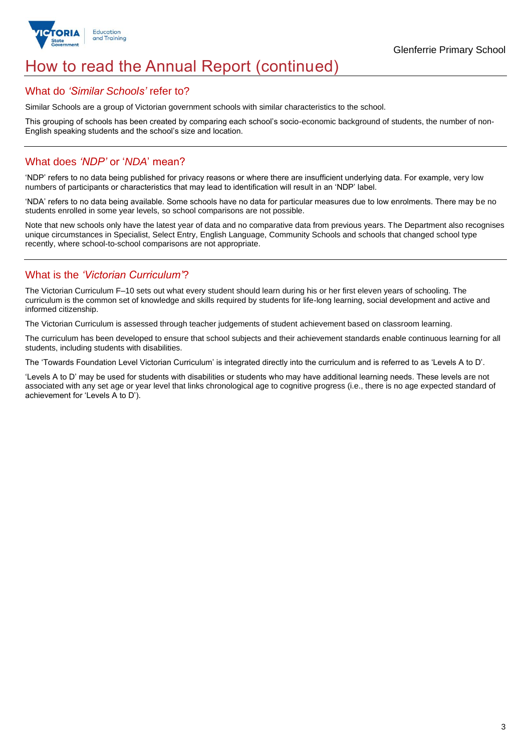# How to read the Annual Report (continued)

## What do *'Similar Schools'* refer to?

Similar Schools are a group of Victorian government schools with similar characteristics to the school.

This grouping of schools has been created by comparing each school's socio-economic background of students, the number of non-English speaking students and the school's size and location.

## What does *'NDP'* or '*NDA*' mean?

'NDP' refers to no data being published for privacy reasons or where there are insufficient underlying data. For example, very low numbers of participants or characteristics that may lead to identification will result in an 'NDP' label.

'NDA' refers to no data being available. Some schools have no data for particular measures due to low enrolments. There may be no students enrolled in some year levels, so school comparisons are not possible.

Note that new schools only have the latest year of data and no comparative data from previous years. The Department also recognises unique circumstances in Specialist, Select Entry, English Language, Community Schools and schools that changed school type recently, where school-to-school comparisons are not appropriate.

## What is the *'Victorian Curriculum'*?

The Victorian Curriculum F–10 sets out what every student should learn during his or her first eleven years of schooling. The curriculum is the common set of knowledge and skills required by students for life-long learning, social development and active and informed citizenship.

The Victorian Curriculum is assessed through teacher judgements of student achievement based on classroom learning.

The curriculum has been developed to ensure that school subjects and their achievement standards enable continuous learning for all students, including students with disabilities.

The 'Towards Foundation Level Victorian Curriculum' is integrated directly into the curriculum and is referred to as 'Levels A to D'.

'Levels A to D' may be used for students with disabilities or students who may have additional learning needs. These levels are not associated with any set age or year level that links chronological age to cognitive progress (i.e., there is no age expected standard of achievement for 'Levels A to D').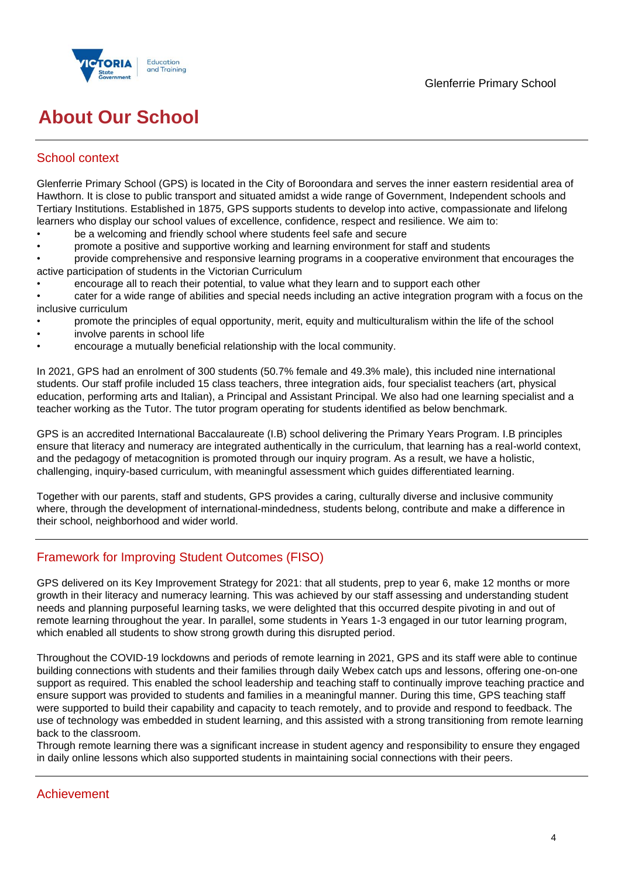# About Our School

## School context

Glenferrie Primary School (GPS) is located in the City of Boroondara and serves the inner eastern residential area of Hawthorn. It is close to public transport and situated amidst a wide range of Government, Independent schools and Tertiary Institutions. Established in 1875, GPS supports students to develop into active, compassionate and lifelong learners who display our school values of excellence, confidence, respect and resilience. We aim to:

- be a welcoming and friendly school where students feel safe and secure
- promote a positive and supportive working and learning environment for staff and students
- provide comprehensive and responsive learning programs in a cooperative environment that encourages the active participation of students in the Victorian Curriculum
- encourage all to reach their potential, to value what they learn and to support each other
- cater for a wide range of abilities and special needs including an active integration program with a focus on the inclusive curriculum
- promote the principles of equal opportunity, merit, equity and multiculturalism within the life of the school
- involve parents in school life
- encourage a mutually beneficial relationship with the local community.

In 2021, GPS had an enrolment of 300 students (50.7% female and 49.3% male), this included nine international students. Our staff profile included 15 class teachers, three integration aids, four specialist teachers (art, physical education, performing arts and Italian), a Principal and Assistant Principal. We also had one learning specialist and a teacher working as the Tutor. The tutor program operating for students identified as below benchmark.

GPS is an accredited International Baccalaureate (I.B) school delivering the Primary Years Program. I.B principles ensure that literacy and numeracy are integrated authentically in the curriculum, that learning has a real-world context, and the pedagogy of metacognition is promoted through our inquiry program. As a result, we have a holistic, challenging, inquiry-based curriculum, with meaningful assessment which guides differentiated learning.

Together with our parents, staff and students, GPS provides a caring, culturally diverse and inclusive community where, through the development of international-mindedness, students belong, contribute and make a difference in their school, neighborhood and wider world.

## Framework for Improving Student Outcomes (FISO)

GPS delivered on its Key Improvement Strategy for 2021: that all students, prep to year 6, make 12 months or more growth in their literacy and numeracy learning. This was achieved by our staff assessing and understanding student needs and planning purposeful learning tasks, we were delighted that this occurred despite pivoting in and out of remote learning throughout the year. In parallel, some students in Years 1-3 engaged in our tutor learning program, which enabled all students to show strong growth during this disrupted period.

Throughout the COVID-19 lockdowns and periods of remote learning in 2021, GPS and its staff were able to continue building connections with students and their families through daily Webex catch ups and lessons, offering one-on-one support as required. This enabled the school leadership and teaching staff to continually improve teaching practice and ensure support was provided to students and families in a meaningful manner. During this time, GPS teaching staff were supported to build their capability and capacity to teach remotely, and to provide and respond to feedback. The use of technology was embedded in student learning, and this assisted with a strong transitioning from remote learning back to the classroom.
Through remote learning there was a significant increase in student agency and responsibility to ensure they engaged in daily online lessons which also supported students in maintaining social connections with their peers.

## Achievement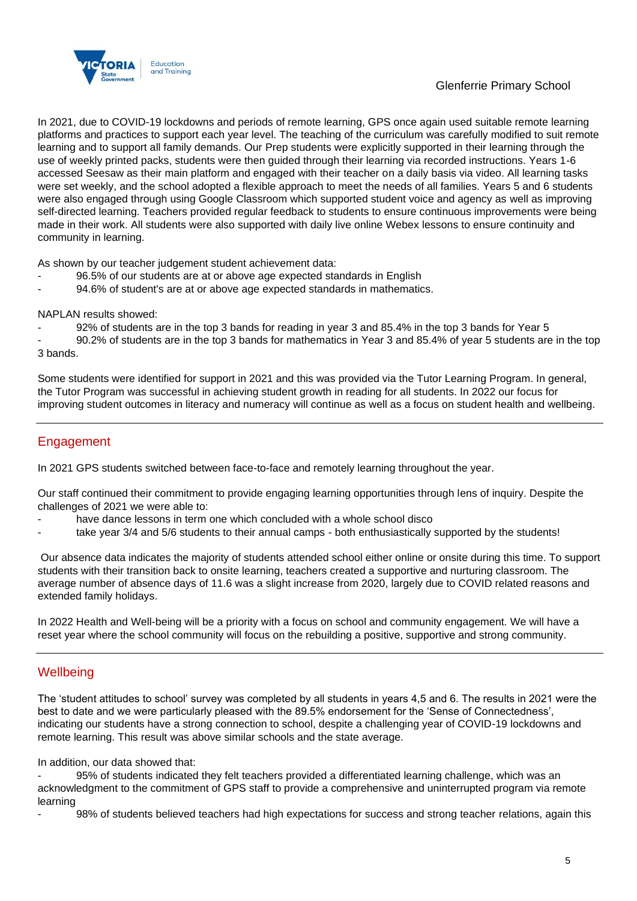In 2021, due to COVID-19 lockdowns and periods of remote learning, GPS once again used suitable remote learning platforms and practices to support each year level. The teaching of the curriculum was carefully modified to suit remote learning and to support all family demands. Our Prep students were explicitly supported in their learning through the use of weekly printed packs, students were then guided through their learning via recorded instructions. Years 1-6 accessed Seesaw as their main platform and engaged with their teacher on a daily basis via video. All learning tasks were set weekly, and the school adopted a flexible approach to meet the needs of all families. Years 5 and 6 students were also engaged through using Google Classroom which supported student voice and agency as well as improving self-directed learning. Teachers provided regular feedback to students to ensure continuous improvements were being made in their work. All students were also supported with daily live online Webex lessons to ensure continuity and community in learning.

As shown by our teacher judgement student achievement data:

- 96.5% of our students are at or above age expected standards in English
- 94.6% of student's are at or above age expected standards in mathematics.

NAPLAN results showed:

- 92% of students are in the top 3 bands for reading in year 3 and 85.4% in the top 3 bands for Year 5
- 90.2% of students are in the top 3 bands for mathematics in Year 3 and 85.4% of year 5 students are in the top 3 bands.

Some students were identified for support in 2021 and this was provided via the Tutor Learning Program. In general, the Tutor Program was successful in achieving student growth in reading for all students. In 2022 our focus for improving student outcomes in literacy and numeracy will continue as well as a focus on student health and wellbeing.

## Engagement

In 2021 GPS students switched between face-to-face and remotely learning throughout the year.

Our staff continued their commitment to provide engaging learning opportunities through lens of inquiry. Despite the challenges of 2021 we were able to:

- have dance lessons in term one which concluded with a whole school disco
- take year 3/4 and 5/6 students to their annual camps - both enthusiastically supported by the students!

Our absence data indicates the majority of students attended school either online or onsite during this time. To support students with their transition back to onsite learning, teachers created a supportive and nurturing classroom. The average number of absence days of 11.6 was a slight increase from 2020, largely due to COVID related reasons and extended family holidays.

In 2022 Health and Well-being will be a priority with a focus on school and community engagement. We will have a reset year where the school community will focus on the rebuilding a positive, supportive and strong community.

## Wellbeing

The 'student attitudes to school' survey was completed by all students in years 4,5 and 6. The results in 2021 were the best to date and we were particularly pleased with the 89.5% endorsement for the 'Sense of Connectedness', indicating our students have a strong connection to school, despite a challenging year of COVID-19 lockdowns and remote learning. This result was above similar schools and the state average.

In addition, our data showed that:

- 95% of students indicated they felt teachers provided a differentiated learning challenge, which was an acknowledgment to the commitment of GPS staff to provide a comprehensive and uninterrupted program via remote learning
- 98% of students believed teachers had high expectations for success and strong teacher relations, again this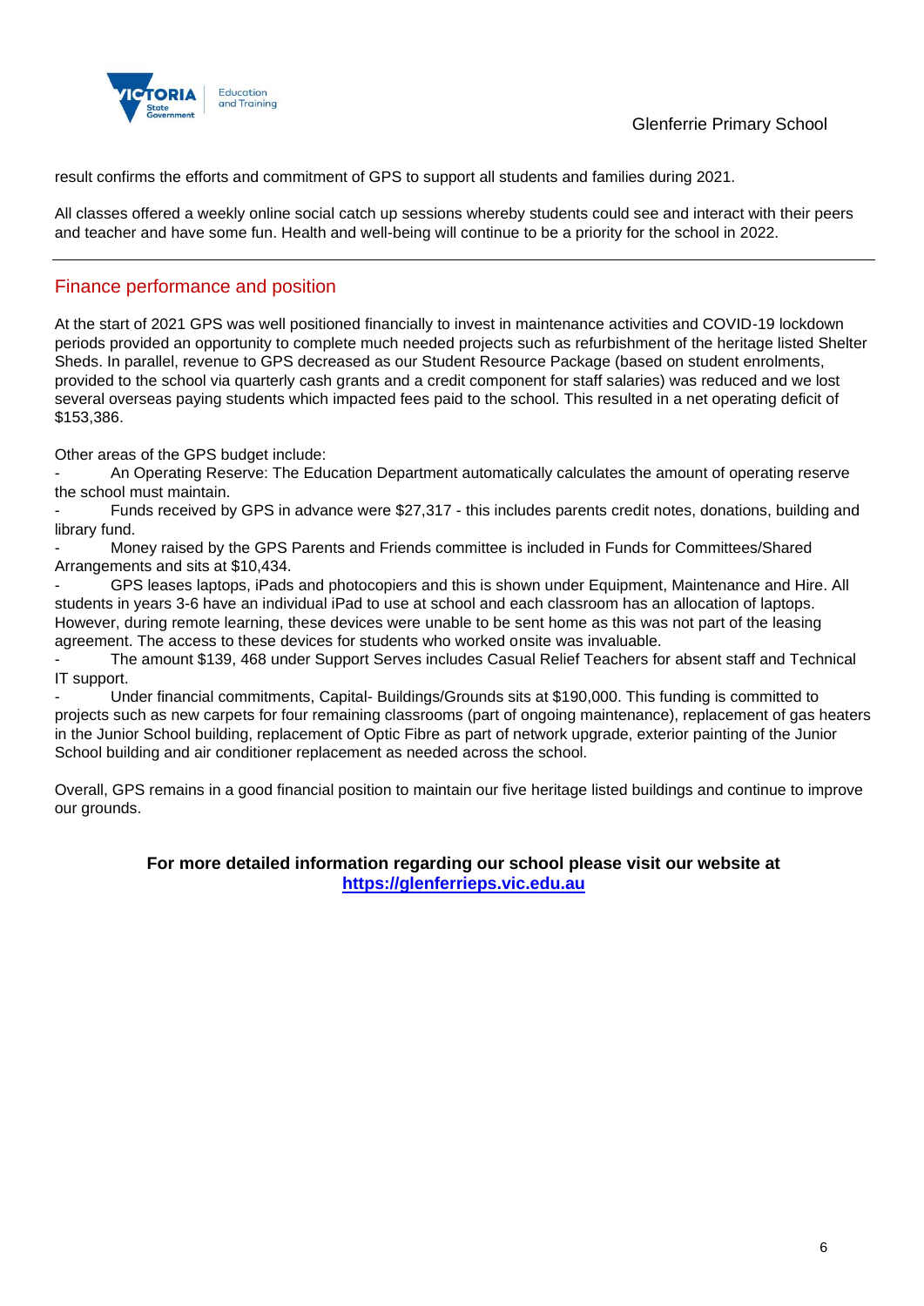result confirms the efforts and commitment of GPS to support all students and families during 2021.

All classes offered a weekly online social catch up sessions whereby students could see and interact with their peers and teacher and have some fun. Health and well-being will continue to be a priority for the school in 2022.

---

## Finance performance and position

At the start of 2021 GPS was well positioned financially to invest in maintenance activities and COVID-19 lockdown periods provided an opportunity to complete much needed projects such as refurbishment of the heritage listed Shelter Sheds. In parallel, revenue to GPS decreased as our Student Resource Package (based on student enrolments, provided to the school via quarterly cash grants and a credit component for staff salaries) was reduced and we lost several overseas paying students which impacted fees paid to the school. This resulted in a net operating deficit of $153,386.

Other areas of the GPS budget include:

- An Operating Reserve: The Education Department automatically calculates the amount of operating reserve the school must maintain.
- Funds received by GPS in advance were $27,317 - this includes parents credit notes, donations, building and library fund.
- Money raised by the GPS Parents and Friends committee is included in Funds for Committees/Shared Arrangements and sits at $10,434.
- GPS leases laptops, iPads and photocopiers and this is shown under Equipment, Maintenance and Hire. All students in years 3-6 have an individual iPad to use at school and each classroom has an allocation of laptops. However, during remote learning, these devices were unable to be sent home as this was not part of the leasing agreement. The access to these devices for students who worked onsite was invaluable.
- The amount $139, 468 under Support Serves includes Casual Relief Teachers for absent staff and Technical IT support.
- Under financial commitments, Capital- Buildings/Grounds sits at $190,000. This funding is committed to projects such as new carpets for four remaining classrooms (part of ongoing maintenance), replacement of gas heaters in the Junior School building, replacement of Optic Fibre as part of network upgrade, exterior painting of the Junior School building and air conditioner replacement as needed across the school.

Overall, GPS remains in a good financial position to maintain our five heritage listed buildings and continue to improve our grounds.

**For more detailed information regarding our school please visit our website at [https://glenferrieps.vic.edu.au](https://glenferrieps.vic.edu.au)**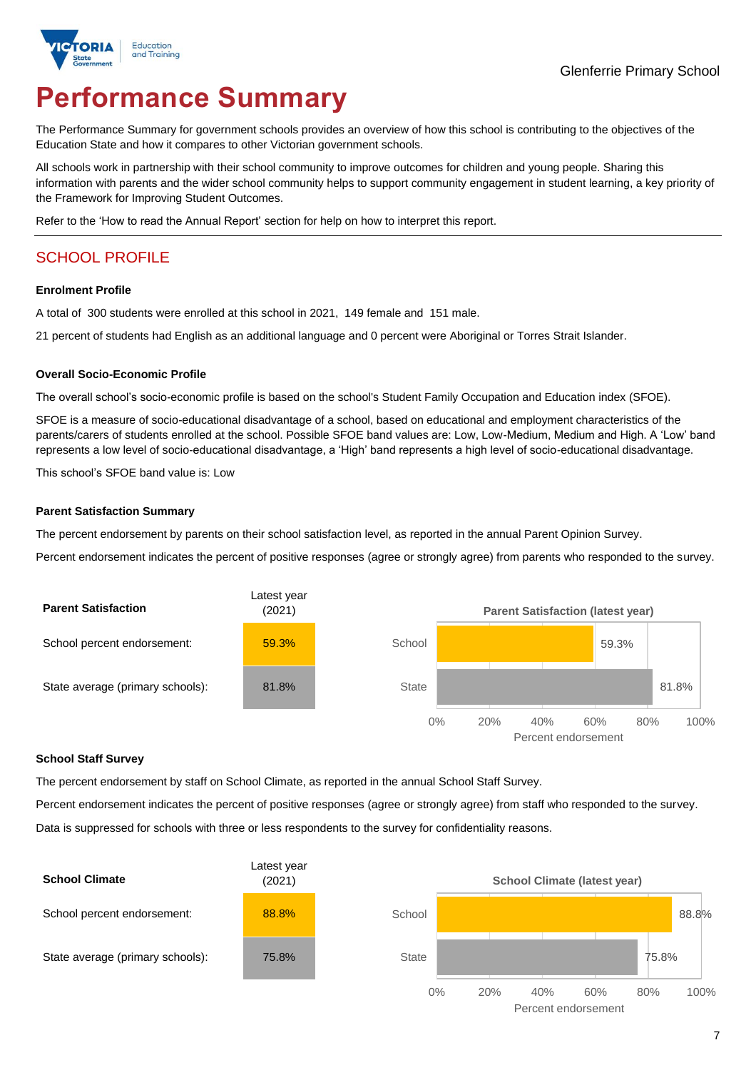Glenferrie Primary School

# Performance Summary

The Performance Summary for government schools provides an overview of how this school is contributing to the objectives of the Education State and how it compares to other Victorian government schools.

All schools work in partnership with their school community to improve outcomes for children and young people. Sharing this information with parents and the wider school community helps to support community engagement in student learning, a key priority of the Framework for Improving Student Outcomes.

Refer to the 'How to read the Annual Report' section for help on how to interpret this report.

## SCHOOL PROFILE

### Enrolment Profile

A total of 300 students were enrolled at this school in 2021, 149 female and 151 male.

21 percent of students had English as an additional language and 0 percent were Aboriginal or Torres Strait Islander.

### Overall Socio-Economic Profile

The overall school's socio-economic profile is based on the school's Student Family Occupation and Education index (SFOE).

SFOE is a measure of socio-educational disadvantage of a school, based on educational and employment characteristics of the parents/carers of students enrolled at the school. Possible SFOE band values are: Low, Low-Medium, Medium and High. A 'Low' band represents a low level of socio-educational disadvantage, a 'High' band represents a high level of socio-educational disadvantage.

This school's SFOE band value is: Low

### Parent Satisfaction Summary

The percent endorsement by parents on their school satisfaction level, as reported in the annual Parent Opinion Survey.

Percent endorsement indicates the percent of positive responses (agree or strongly agree) from parents who responded to the survey.

| Parent Satisfaction | Latest year (2021) |
|---|---|
| School percent endorsement: | 59.3% |
| State average (primary schools): | 81.8% |

### School Staff Survey

The percent endorsement by staff on School Climate, as reported in the annual School Staff Survey.

Percent endorsement indicates the percent of positive responses (agree or strongly agree) from staff who responded to the survey.

Data is suppressed for schools with three or less respondents to the survey for confidentiality reasons.

| School Climate | Latest year (2021) |
|---|---|
| School percent endorsement: | 88.8% |
| State average (primary schools): | 75.8% |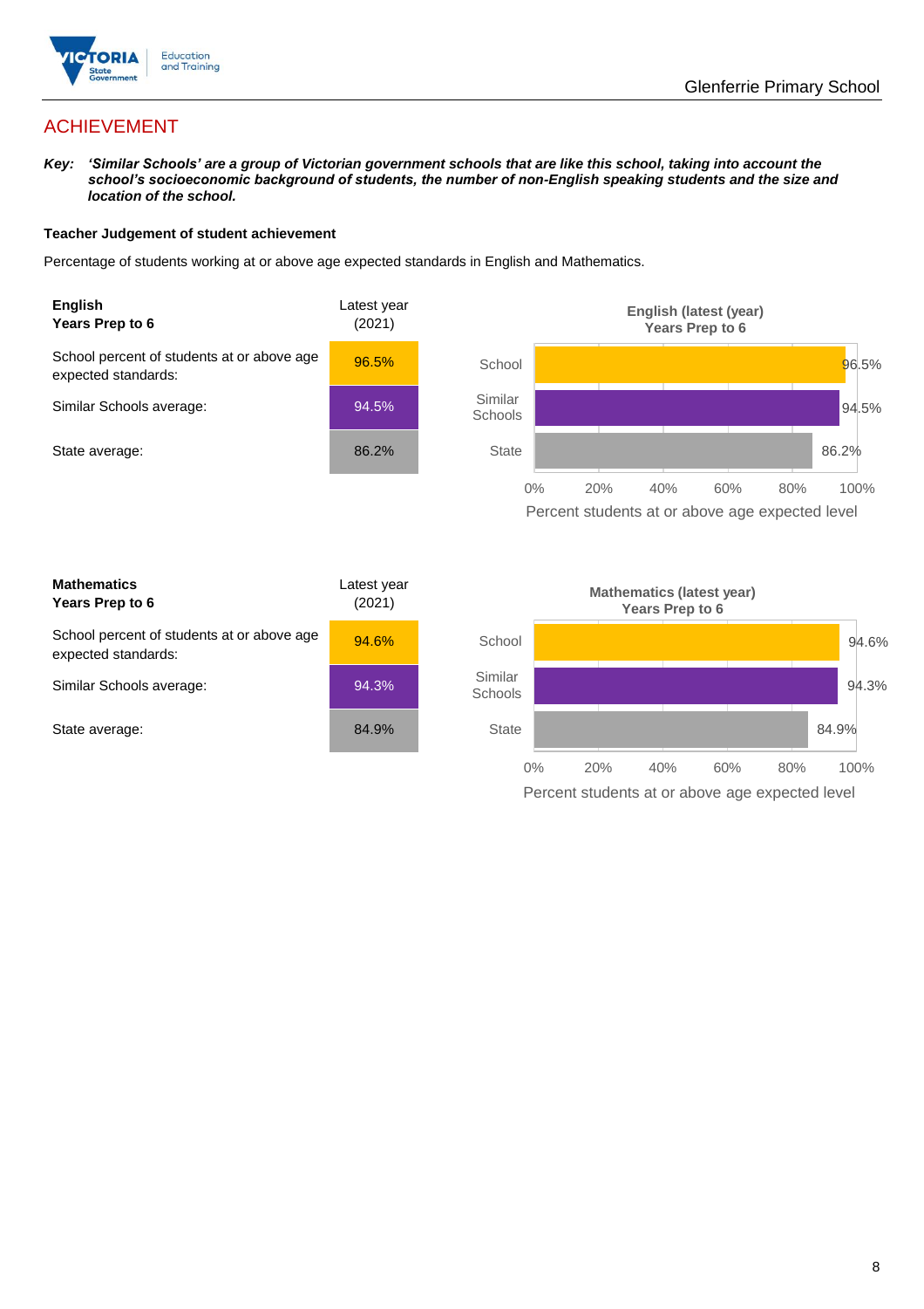## ACHIEVEMENT

***Key:*** ***'Similar Schools' are a group of Victorian government schools that are like this school, taking into account the school's socioeconomic background of students, the number of non-English speaking students and the size and location of the school.***

### Teacher Judgement of student achievement

Percentage of students working at or above age expected standards in English and Mathematics.

| **English** **Years Prep to 6** | Latest year (2021) |
|---|---|
| School percent of students at or above age expected standards: | 96.5% |
| Similar Schools average: | 94.5% |
| State average: | 86.2% |

**English (latest (year) Years Prep to 6**

| | Percent students at or above age expected level |
|---|---|
| School | 96.5% |
| Similar Schools | 94.5% |
| State | 86.2% |

| **Mathematics** **Years Prep to 6** | Latest year (2021) |
|---|---|
| School percent of students at or above age expected standards: | 94.6% |
| Similar Schools average: | 94.3% |
| State average: | 84.9% |

**Mathematics (latest year) Years Prep to 6**

| | Percent students at or above age expected level |
|---|---|
| School | 94.6% |
| Similar Schools | 94.3% |
| State | 84.9% |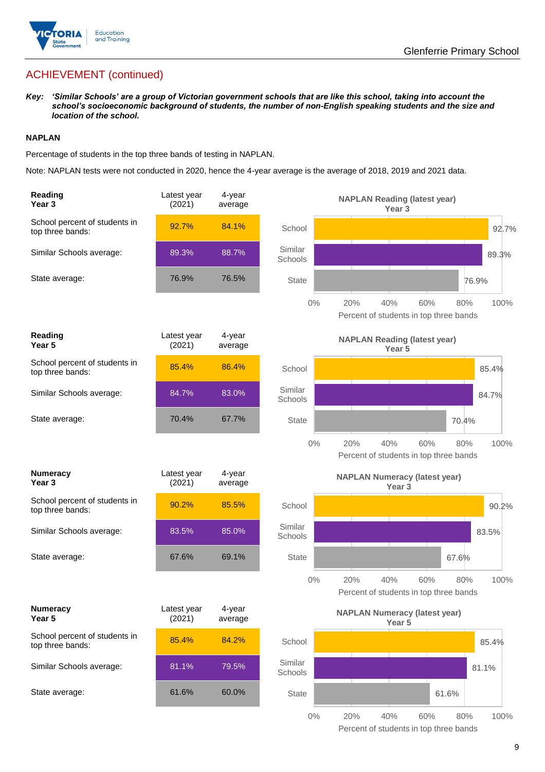## ACHIEVEMENT (continued)

***Key:** 'Similar Schools' are a group of Victorian government schools that are like this school, taking into account the school's socioeconomic background of students, the number of non-English speaking students and the size and location of the school.*

### NAPLAN

Percentage of students in the top three bands of testing in NAPLAN.

Note: NAPLAN tests were not conducted in 2020, hence the 4-year average is the average of 2018, 2019 and 2021 data.

| **Reading Year 3** | Latest year (2021) | 4-year average |
|---|---|---|
| School percent of students in top three bands: | 92.7% | 84.1% |
| Similar Schools average: | 89.3% | 88.7% |
| State average: | 76.9% | 76.5% |

**NAPLAN Reading (latest year) Year 3**

| | Percent of students in top three bands |
|---|---|
| School | 92.7% |
| Similar Schools | 89.3% |
| State | 76.9% |

| **Reading Year 5** | Latest year (2021) | 4-year average |
|---|---|---|
| School percent of students in top three bands: | 85.4% | 86.4% |
| Similar Schools average: | 84.7% | 83.0% |
| State average: | 70.4% | 67.7% |

**NAPLAN Reading (latest year) Year 5**

| | Percent of students in top three bands |
|---|---|
| School | 85.4% |
| Similar Schools | 84.7% |
| State | 70.4% |

| **Numeracy Year 3** | Latest year (2021) | 4-year average |
|---|---|---|
| School percent of students in top three bands: | 90.2% | 85.5% |
| Similar Schools average: | 83.5% | 85.0% |
| State average: | 67.6% | 69.1% |

**NAPLAN Numeracy (latest year) Year 3**

| | Percent of students in top three bands |
|---|---|
| School | 90.2% |
| Similar Schools | 83.5% |
| State | 67.6% |

| **Numeracy Year 5** | Latest year (2021) | 4-year average |
|---|---|---|
| School percent of students in top three bands: | 85.4% | 84.2% |
| Similar Schools average: | 81.1% | 79.5% |
| State average: | 61.6% | 60.0% |

**NAPLAN Numeracy (latest year) Year 5**

| | Percent of students in top three bands |
|---|---|
| School | 85.4% |
| Similar Schools | 81.1% |
| State | 61.6% |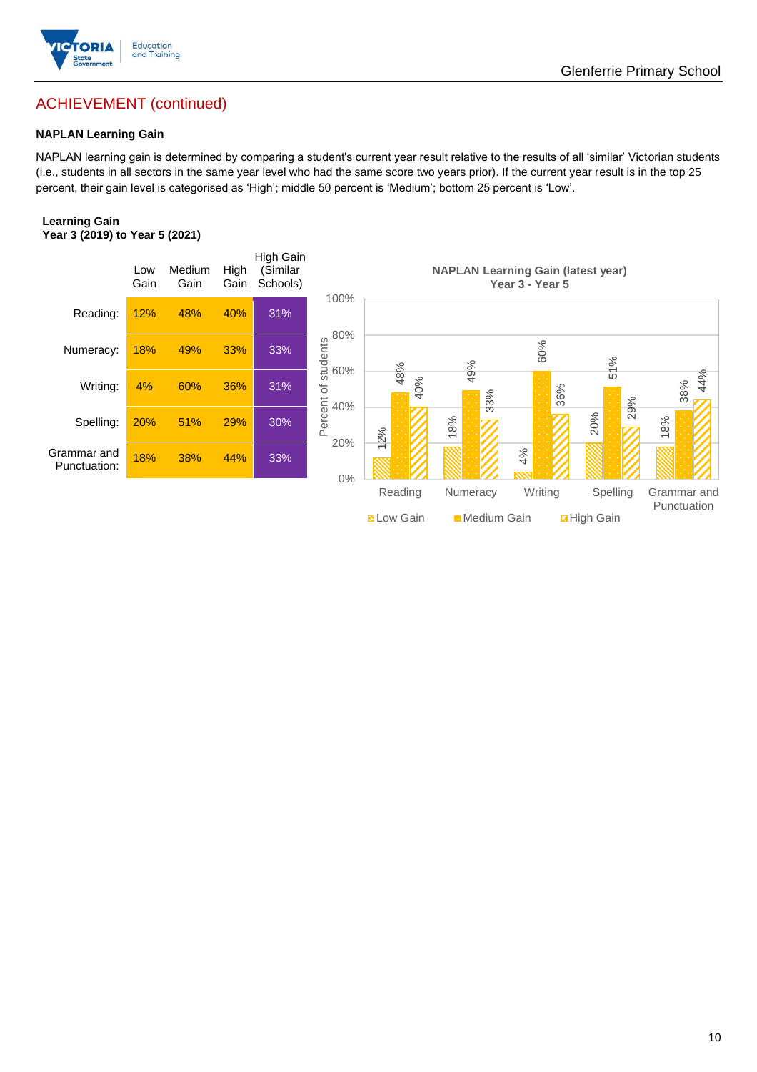## ACHIEVEMENT (continued)

### NAPLAN Learning Gain

NAPLAN learning gain is determined by comparing a student's current year result relative to the results of all 'similar' Victorian students (i.e., students in all sectors in the same year level who had the same score two years prior). If the current year result is in the top 25 percent, their gain level is categorised as 'High'; middle 50 percent is 'Medium'; bottom 25 percent is 'Low'.

**Learning Gain**
**Year 3 (2019) to Year 5 (2021)**

| | Low Gain | Medium Gain | High Gain | High Gain (Similar Schools) |
|---|---|---|---|---|
| Reading: | 12% | 48% | 40% | 31% |
| Numeracy: | 18% | 49% | 33% | 33% |
| Writing: | 4% | 60% | 36% | 31% |
| Spelling: | 20% | 51% | 29% | 30% |
| Grammar and Punctuation: | 18% | 38% | 44% | 33% |

**NAPLAN Learning Gain (latest year)**
**Year 3 - Year 5**

| Percent of students | Low Gain | Medium Gain | High Gain |
|---|---|---|---|
| Reading | 12% | 48% | 40% |
| Numeracy | 18% | 49% | 33% |
| Writing | 4% | 60% | 36% |
| Spelling | 20% | 51% | 29% |
| Grammar and Punctuation | 18% | 38% | 44% |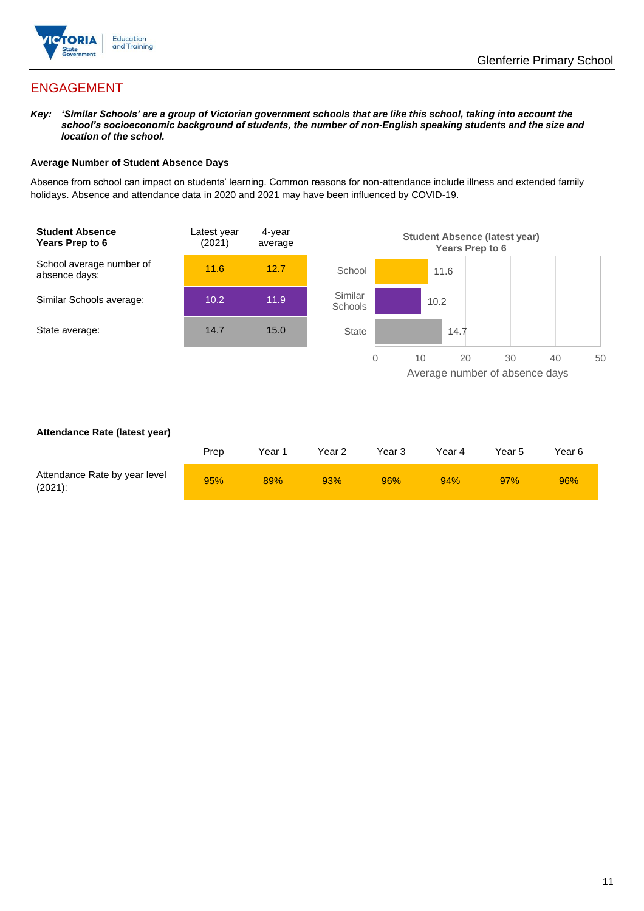## ENGAGEMENT

***Key:** 'Similar Schools' are a group of Victorian government schools that are like this school, taking into account the school's socioeconomic background of students, the number of non-English speaking students and the size and location of the school.*

**Average Number of Student Absence Days**

Absence from school can impact on students' learning. Common reasons for non-attendance include illness and extended family holidays. Absence and attendance data in 2020 and 2021 may have been influenced by COVID-19.

| **Student Absence Years Prep to 6** | Latest year (2021) | 4-year average |
|---|---|---|
| School average number of absence days: | 11.6 | 12.7 |
| Similar Schools average: | 10.2 | 11.9 |
| State average: | 14.7 | 15.0 |

**Student Absence (latest year) Years Prep to 6**

| | Average number of absence days |
|---|---|
| School | 11.6 |
| Similar Schools | 10.2 |
| State | 14.7 |

**Attendance Rate (latest year)**

| | Prep | Year 1 | Year 2 | Year 3 | Year 4 | Year 5 | Year 6 |
|---|---|---|---|---|---|---|---|
| Attendance Rate by year level (2021): | 95% | 89% | 93% | 96% | 94% | 97% | 96% |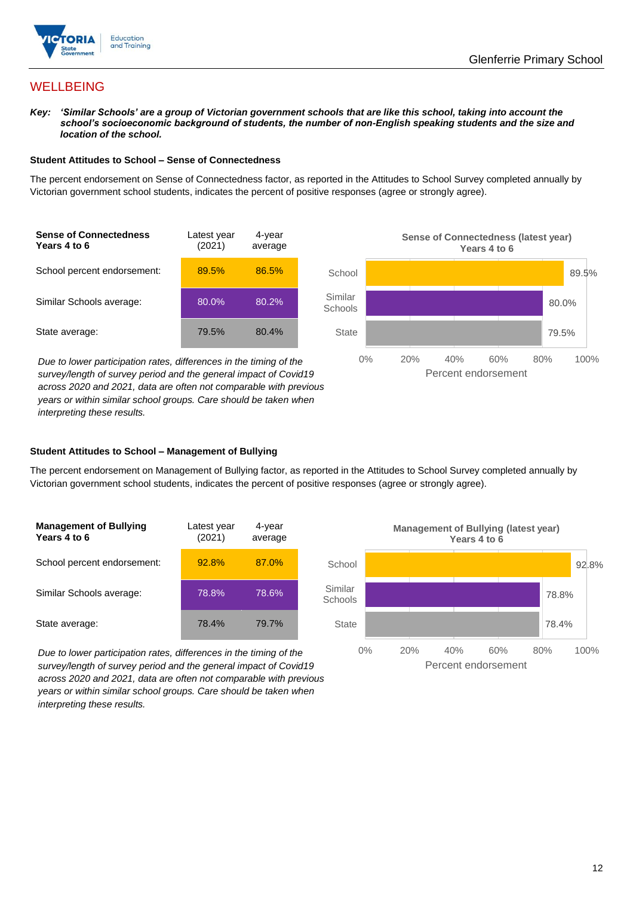## WELLBEING

***Key:*** ***'Similar Schools' are a group of Victorian government schools that are like this school, taking into account the school's socioeconomic background of students, the number of non-English speaking students and the size and location of the school.***

### Student Attitudes to School – Sense of Connectedness

The percent endorsement on Sense of Connectedness factor, as reported in the Attitudes to School Survey completed annually by Victorian government school students, indicates the percent of positive responses (agree or strongly agree).

| Sense of Connectedness Years 4 to 6 | Latest year (2021) | 4-year average |
|---|---|---|
| School percent endorsement: | 89.5% | 86.5% |
| Similar Schools average: | 80.0% | 80.2% |
| State average: | 79.5% | 80.4% |

*Due to lower participation rates, differences in the timing of the survey/length of survey period and the general impact of Covid19 across 2020 and 2021, data are often not comparable with previous years or within similar school groups. Care should be taken when interpreting these results.*

**Sense of Connectedness (latest year) Years 4 to 6**

| | Percent endorsement |
|---|---|
| School | 89.5% |
| Similar Schools | 80.0% |
| State | 79.5% |

### Student Attitudes to School – Management of Bullying

The percent endorsement on Management of Bullying factor, as reported in the Attitudes to School Survey completed annually by Victorian government school students, indicates the percent of positive responses (agree or strongly agree).

| Management of Bullying Years 4 to 6 | Latest year (2021) | 4-year average |
|---|---|---|
| School percent endorsement: | 92.8% | 87.0% |
| Similar Schools average: | 78.8% | 78.6% |
| State average: | 78.4% | 79.7% |

*Due to lower participation rates, differences in the timing of the survey/length of survey period and the general impact of Covid19 across 2020 and 2021, data are often not comparable with previous years or within similar school groups. Care should be taken when interpreting these results.*

**Management of Bullying (latest year) Years 4 to 6**

| | Percent endorsement |
|---|---|
| School | 92.8% |
| Similar Schools | 78.8% |
| State | 78.4% |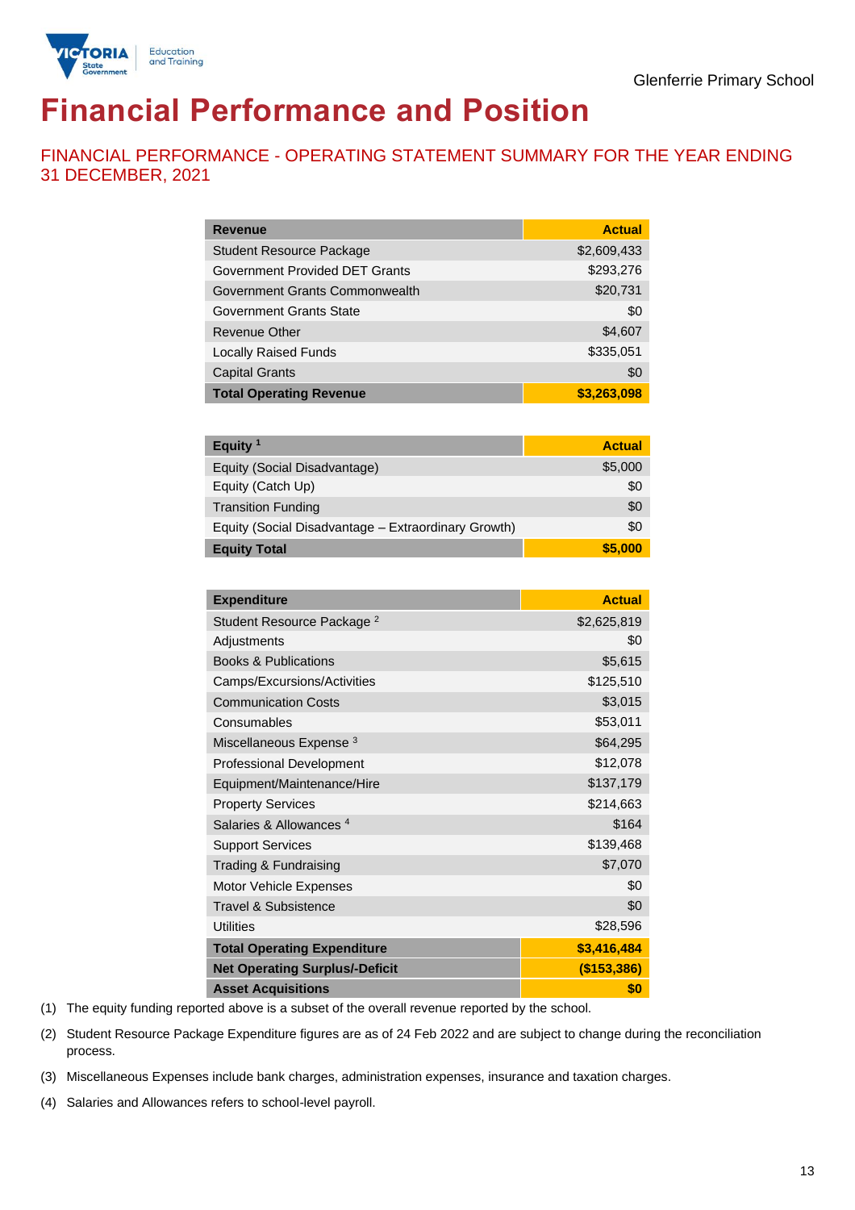Glenferrie Primary School

# Financial Performance and Position

## FINANCIAL PERFORMANCE - OPERATING STATEMENT SUMMARY FOR THE YEAR ENDING 31 DECEMBER, 2021

| Revenue | Actual |
|---|---|
| Student Resource Package | $2,609,433 |
| Government Provided DET Grants | $293,276 |
| Government Grants Commonwealth | $20,731 |
| Government Grants State | $0 |
| Revenue Other | $4,607 |
| Locally Raised Funds | $335,051 |
| Capital Grants | $0 |
| **Total Operating Revenue** | **$3,263,098** |

| Equity [1] | Actual |
|---|---|
| Equity (Social Disadvantage) | $5,000 |
| Equity (Catch Up) | $0 |
| Transition Funding | $0 |
| Equity (Social Disadvantage – Extraordinary Growth) | $0 |
| **Equity Total** | **$5,000** |

| Expenditure | Actual |
|---|---|
| Student Resource Package [2] | $2,625,819 |
| Adjustments | $0 |
| Books & Publications | $5,615 |
| Camps/Excursions/Activities | $125,510 |
| Communication Costs | $3,015 |
| Consumables | $53,011 |
| Miscellaneous Expense [3] | $64,295 |
| Professional Development | $12,078 |
| Equipment/Maintenance/Hire | $137,179 |
| Property Services | $214,663 |
| Salaries & Allowances [4] | $164 |
| Support Services | $139,468 |
| Trading & Fundraising | $7,070 |
| Motor Vehicle Expenses | $0 |
| Travel & Subsistence | $0 |
| Utilities | $28,596 |
| **Total Operating Expenditure** | **$3,416,484** |
| **Net Operating Surplus/-Deficit** | **($153,386)** |
| **Asset Acquisitions** | **$0** |

(1) The equity funding reported above is a subset of the overall revenue reported by the school.

(2) Student Resource Package Expenditure figures are as of 24 Feb 2022 and are subject to change during the reconciliation process.

(3) Miscellaneous Expenses include bank charges, administration expenses, insurance and taxation charges.

(4) Salaries and Allowances refers to school-level payroll.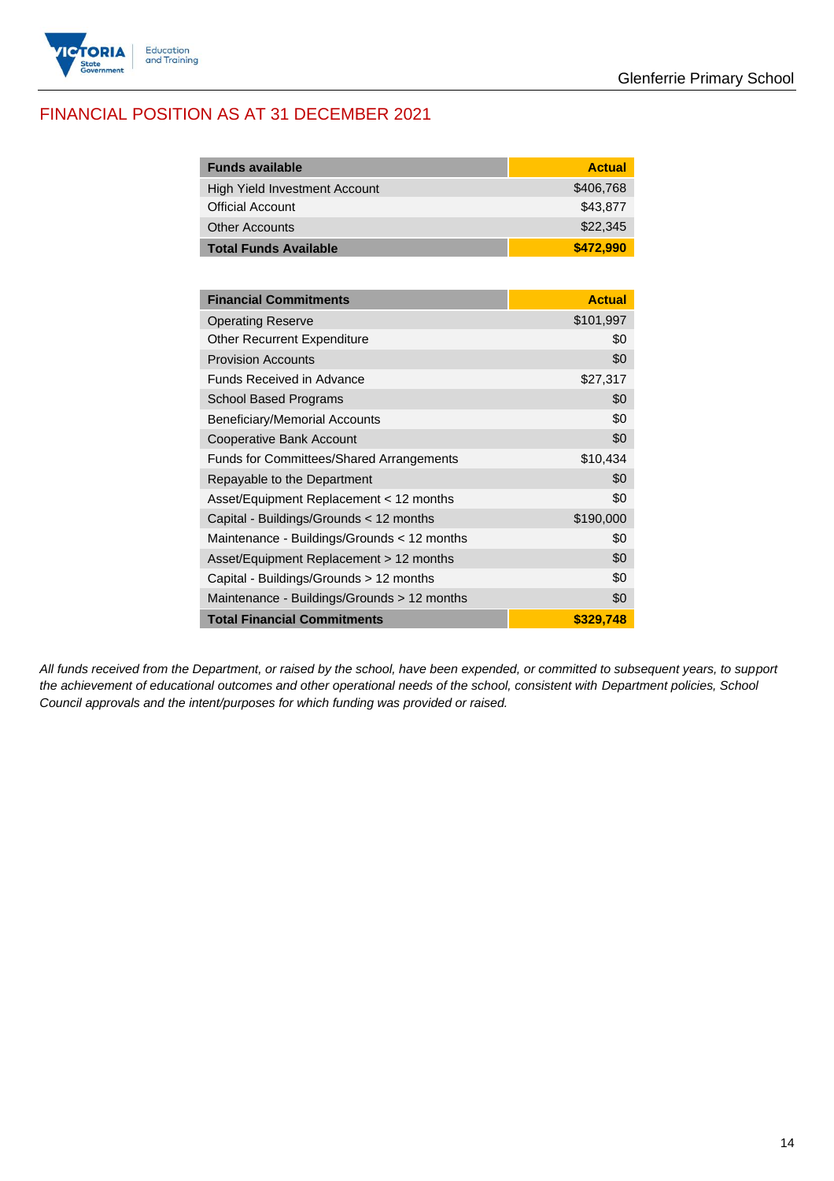## FINANCIAL POSITION AS AT 31 DECEMBER 2021

| Funds available | Actual |
|---|---|
| High Yield Investment Account | $406,768 |
| Official Account | $43,877 |
| Other Accounts | $22,345 |
| **Total Funds Available** | **$472,990** |

| Financial Commitments | Actual |
|---|---|
| Operating Reserve | $101,997 |
| Other Recurrent Expenditure | $0 |
| Provision Accounts | $0 |
| Funds Received in Advance | $27,317 |
| School Based Programs | $0 |
| Beneficiary/Memorial Accounts | $0 |
| Cooperative Bank Account | $0 |
| Funds for Committees/Shared Arrangements | $10,434 |
| Repayable to the Department | $0 |
| Asset/Equipment Replacement < 12 months | $0 |
| Capital - Buildings/Grounds < 12 months | $190,000 |
| Maintenance - Buildings/Grounds < 12 months | $0 |
| Asset/Equipment Replacement > 12 months | $0 |
| Capital - Buildings/Grounds > 12 months | $0 |
| Maintenance - Buildings/Grounds > 12 months | $0 |
| **Total Financial Commitments** | **$329,748** |

*All funds received from the Department, or raised by the school, have been expended, or committed to subsequent years, to support the achievement of educational outcomes and other operational needs of the school, consistent with Department policies, School Council approvals and the intent/purposes for which funding was provided or raised.*